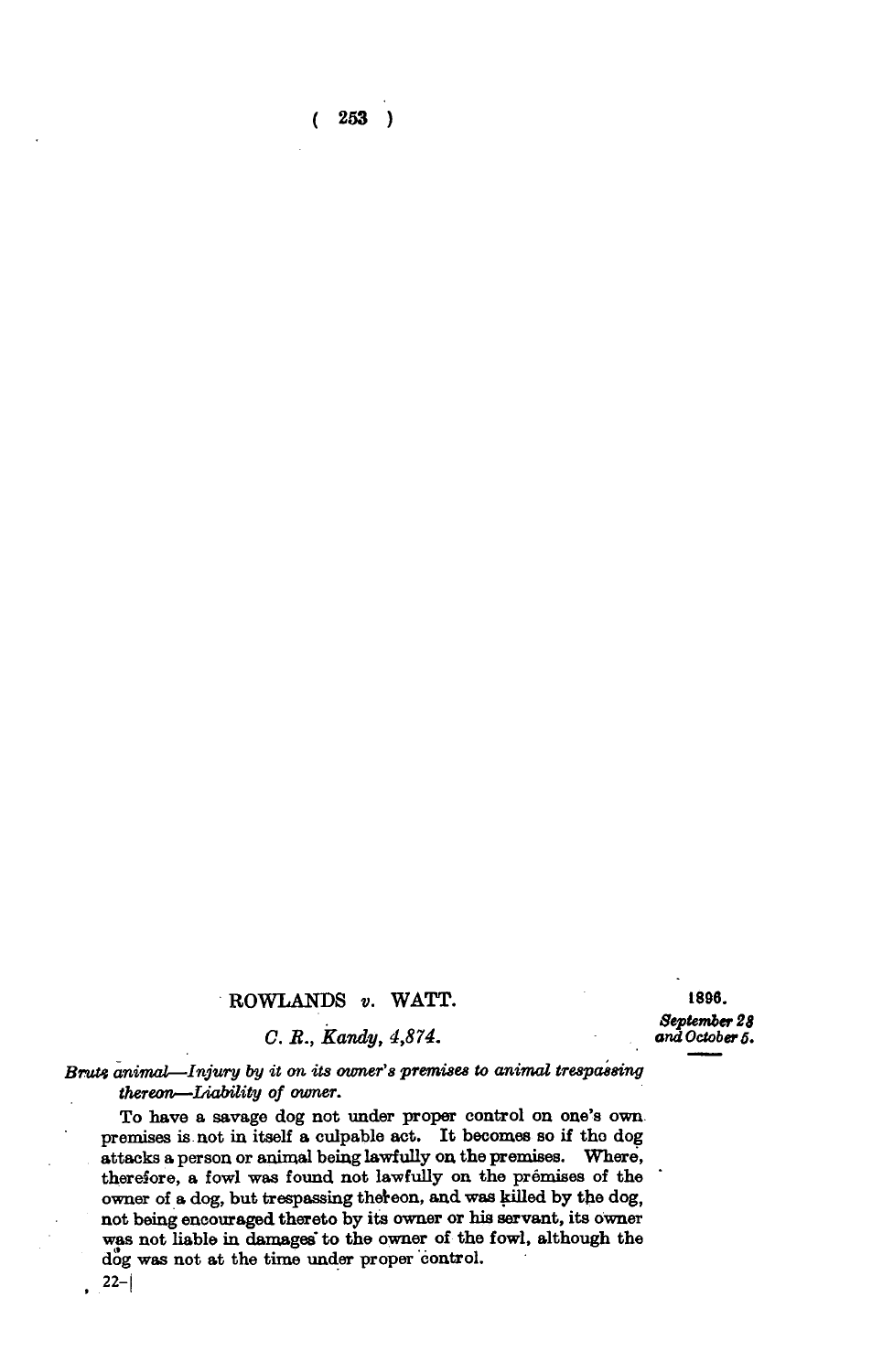## ROWLANDS *v.* WATT.

**1896.**
***September 28 and October 5.***

*C. R., Kandy, 4,874.*

*Brute animal—Injury by it on its owner's premises to animal trespassing thereon—Liability of owner.*

To have a savage dog not under proper control on one's own premises is not in itself a culpable act. It becomes so if the dog attacks a person or animal being lawfully on the premises. Where, therefore, a fowl was found not lawfully on the prémises of the owner of a dog, but trespassing thereon, and was killed by the dog, not being encouraged thereto by its owner or his servant, its owner was not liable in damages to the owner of the fowl, although the dog was not at the time under proper control.

22–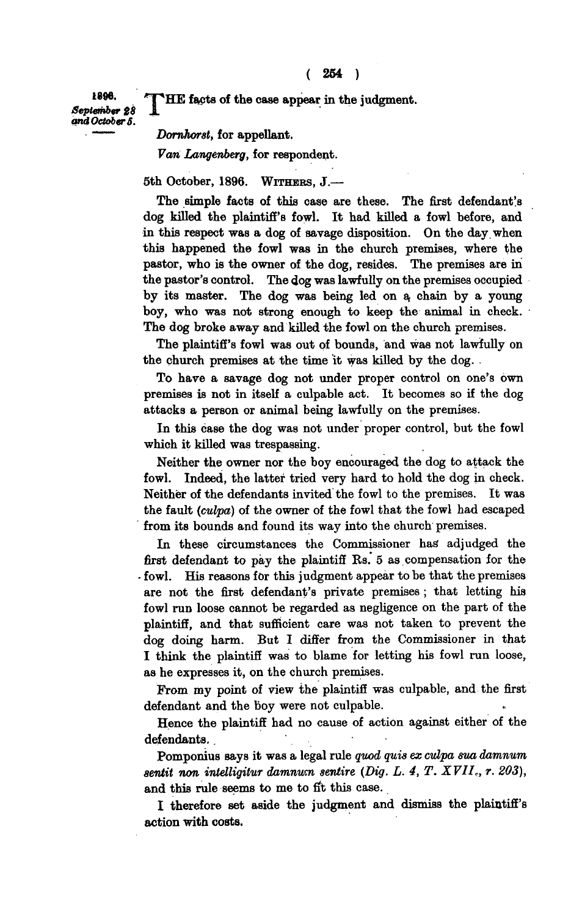1896. September 28 and October 5.

THE facts of the case appear in the judgment.

*Dornhorst*, for appellant.

*Van Langenberg*, for respondent.

5th October, 1896. WITHERS, J.—

The simple facts of this case are these. The first defendant's dog killed the plaintiff's fowl. It had killed a fowl before, and in this respect was a dog of savage disposition. On the day when this happened the fowl was in the church premises, where the pastor, who is the owner of the dog, resides. The premises are in the pastor's control. The dog was lawfully on the premises occupied by its master. The dog was being led on a chain by a young boy, who was not strong enough to keep the animal in check. The dog broke away and killed the fowl on the church premises.

The plaintiff's fowl was out of bounds, and was not lawfully on the church premises at the time it was killed by the dog.

To have a savage dog not under proper control on one's own premises is not in itself a culpable act. It becomes so if the dog attacks a person or animal being lawfully on the premises.

In this case the dog was not under proper control, but the fowl which it killed was trespassing.

Neither the owner nor the boy encouraged the dog to attack the fowl. Indeed, the latter tried very hard to hold the dog in check. Neither of the defendants invited the fowl to the premises. It was the fault (*culpa*) of the owner of the fowl that the fowl had escaped from its bounds and found its way into the church premises.

In these circumstances the Commissioner has adjudged the first defendant to pay the plaintiff Rs. 5 as compensation for the fowl. His reasons for this judgment appear to be that the premises are not the first defendant's private premises; that letting his fowl run loose cannot be regarded as negligence on the part of the plaintiff, and that sufficient care was not taken to prevent the dog doing harm. But I differ from the Commissioner in that I think the plaintiff was to blame for letting his fowl run loose, as he expresses it, on the church premises.

From my point of view the plaintiff was culpable, and the first defendant and the boy were not culpable.

Hence the plaintiff had no cause of action against either of the defendants.

Pomponius says it was a legal rule *quod quis ex culpa sua damnum sentit non intelligitur damnum sentire* (*Dig. L. 4, T. XVII., r. 203*), and this rule seems to me to fit this case.

I therefore set aside the judgment and dismiss the plaintiff's action with costs.